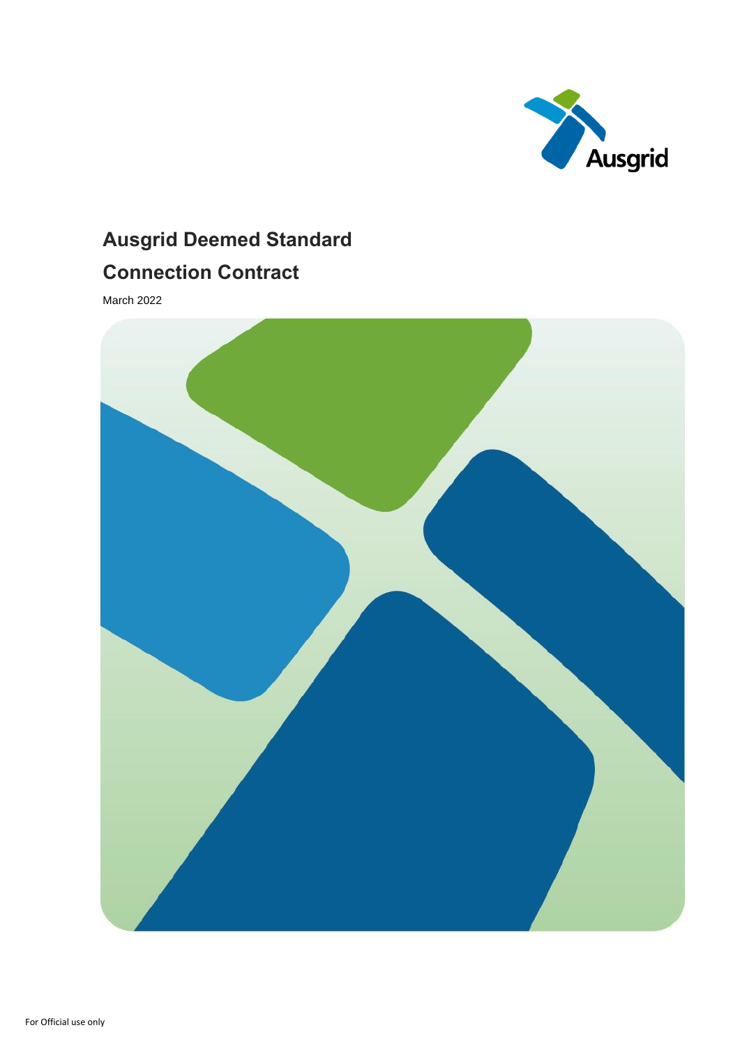# Ausgrid Deemed Standard Connection Contract

March 2022

For Official use only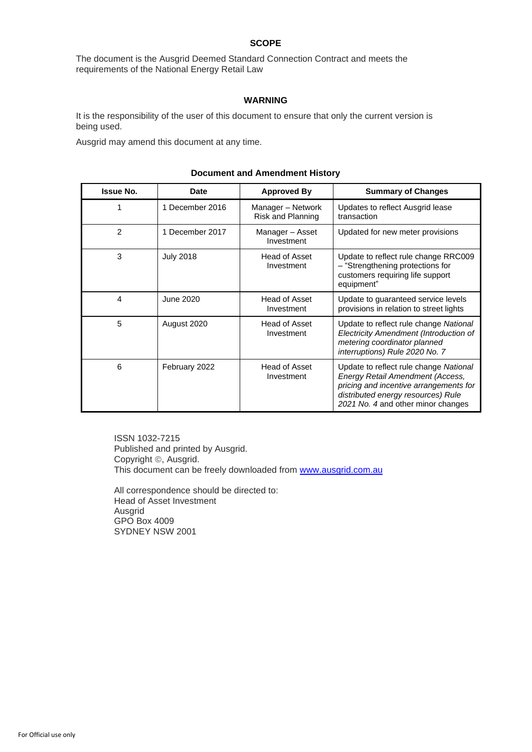## SCOPE

The document is the Ausgrid Deemed Standard Connection Contract and meets the requirements of the National Energy Retail Law

## WARNING

It is the responsibility of the user of this document to ensure that only the current version is being used.

Ausgrid may amend this document at any time.

**Document and Amendment History**

| Issue No. | Date | Approved By | Summary of Changes |
|---|---|---|---|
| 1 | 1 December 2016 | Manager – Network Risk and Planning | Updates to reflect Ausgrid lease transaction |
| 2 | 1 December 2017 | Manager – Asset Investment | Updated for new meter provisions |
| 3 | July 2018 | Head of Asset Investment | Update to reflect rule change RRC009 – "Strengthening protections for customers requiring life support equipment" |
| 4 | June 2020 | Head of Asset Investment | Update to guaranteed service levels provisions in relation to street lights |
| 5 | August 2020 | Head of Asset Investment | Update to reflect rule change *National Electricity Amendment (Introduction of metering coordinator planned interruptions) Rule 2020 No. 7* |
| 6 | February 2022 | Head of Asset Investment | Update to reflect rule change *National Energy Retail Amendment (Access, pricing and incentive arrangements for distributed energy resources) Rule 2021 No. 4* and other minor changes |

ISSN 1032-7215
Published and printed by Ausgrid.
Copyright ©, Ausgrid.
This document can be freely downloaded from www.ausgrid.com.au

All correspondence should be directed to:
Head of Asset Investment
Ausgrid
GPO Box 4009
SYDNEY NSW 2001

For Official use only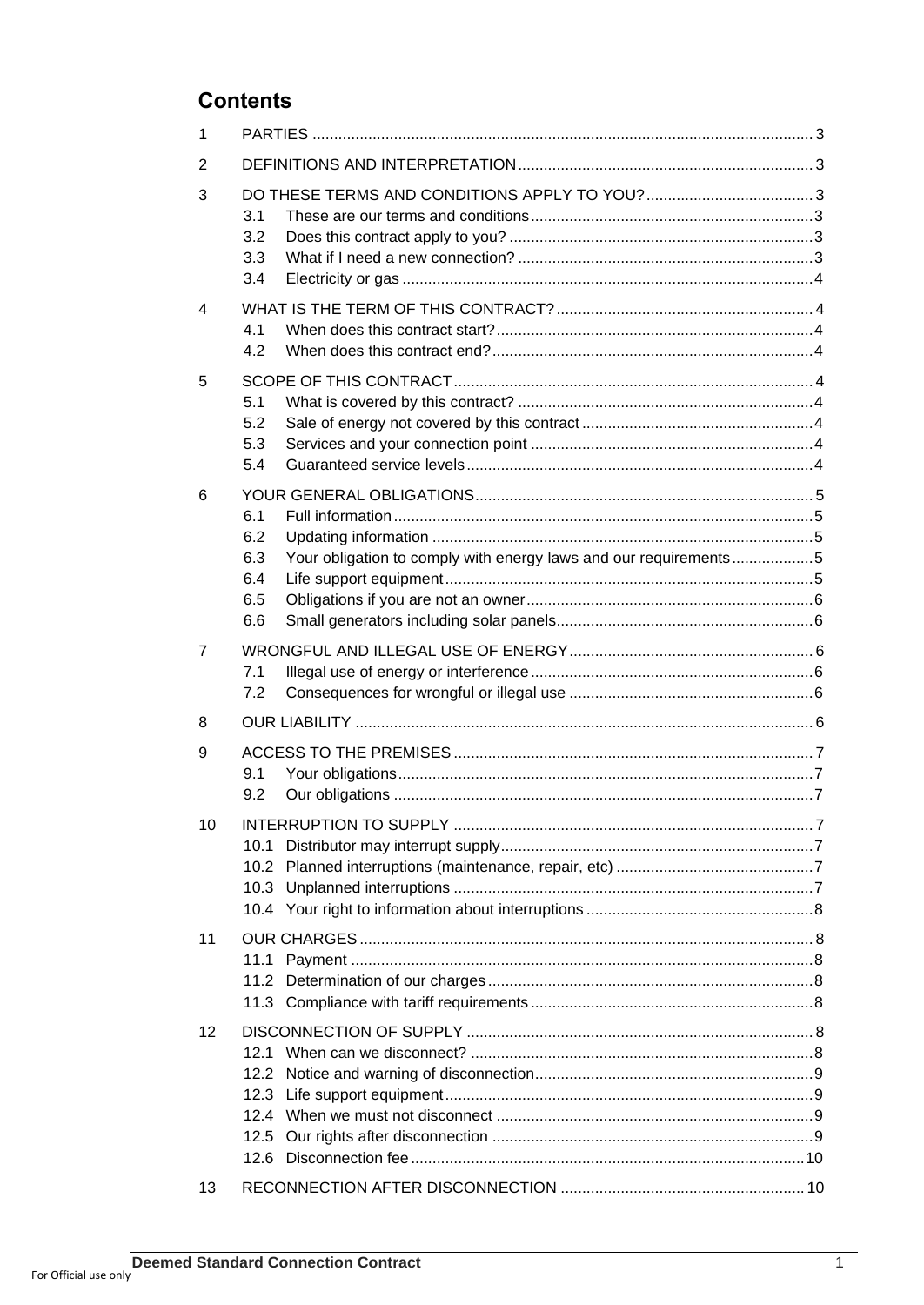# Contents

1 PARTIES ..... 3

2 DEFINITIONS AND INTERPRETATION ..... 3

3 DO THESE TERMS AND CONDITIONS APPLY TO YOU? ..... 3
- 3.1 These are our terms and conditions ..... 3
- 3.2 Does this contract apply to you? ..... 3
- 3.3 What if I need a new connection? ..... 3
- 3.4 Electricity or gas ..... 4

4 WHAT IS THE TERM OF THIS CONTRACT? ..... 4
- 4.1 When does this contract start? ..... 4
- 4.2 When does this contract end? ..... 4

5 SCOPE OF THIS CONTRACT ..... 4
- 5.1 What is covered by this contract? ..... 4
- 5.2 Sale of energy not covered by this contract ..... 4
- 5.3 Services and your connection point ..... 4
- 5.4 Guaranteed service levels ..... 4

6 YOUR GENERAL OBLIGATIONS ..... 5
- 6.1 Full information ..... 5
- 6.2 Updating information ..... 5
- 6.3 Your obligation to comply with energy laws and our requirements ..... 5
- 6.4 Life support equipment ..... 5
- 6.5 Obligations if you are not an owner ..... 6
- 6.6 Small generators including solar panels ..... 6

7 WRONGFUL AND ILLEGAL USE OF ENERGY ..... 6
- 7.1 Illegal use of energy or interference ..... 6
- 7.2 Consequences for wrongful or illegal use ..... 6

8 OUR LIABILITY ..... 6

9 ACCESS TO THE PREMISES ..... 7
- 9.1 Your obligations ..... 7
- 9.2 Our obligations ..... 7

10 INTERRUPTION TO SUPPLY ..... 7
- 10.1 Distributor may interrupt supply ..... 7
- 10.2 Planned interruptions (maintenance, repair, etc) ..... 7
- 10.3 Unplanned interruptions ..... 7
- 10.4 Your right to information about interruptions ..... 8

11 OUR CHARGES ..... 8
- 11.1 Payment ..... 8
- 11.2 Determination of our charges ..... 8
- 11.3 Compliance with tariff requirements ..... 8

12 DISCONNECTION OF SUPPLY ..... 8
- 12.1 When can we disconnect? ..... 8
- 12.2 Notice and warning of disconnection ..... 9
- 12.3 Life support equipment ..... 9
- 12.4 When we must not disconnect ..... 9
- 12.5 Our rights after disconnection ..... 9
- 12.6 Disconnection fee ..... 10

13 RECONNECTION AFTER DISCONNECTION ..... 10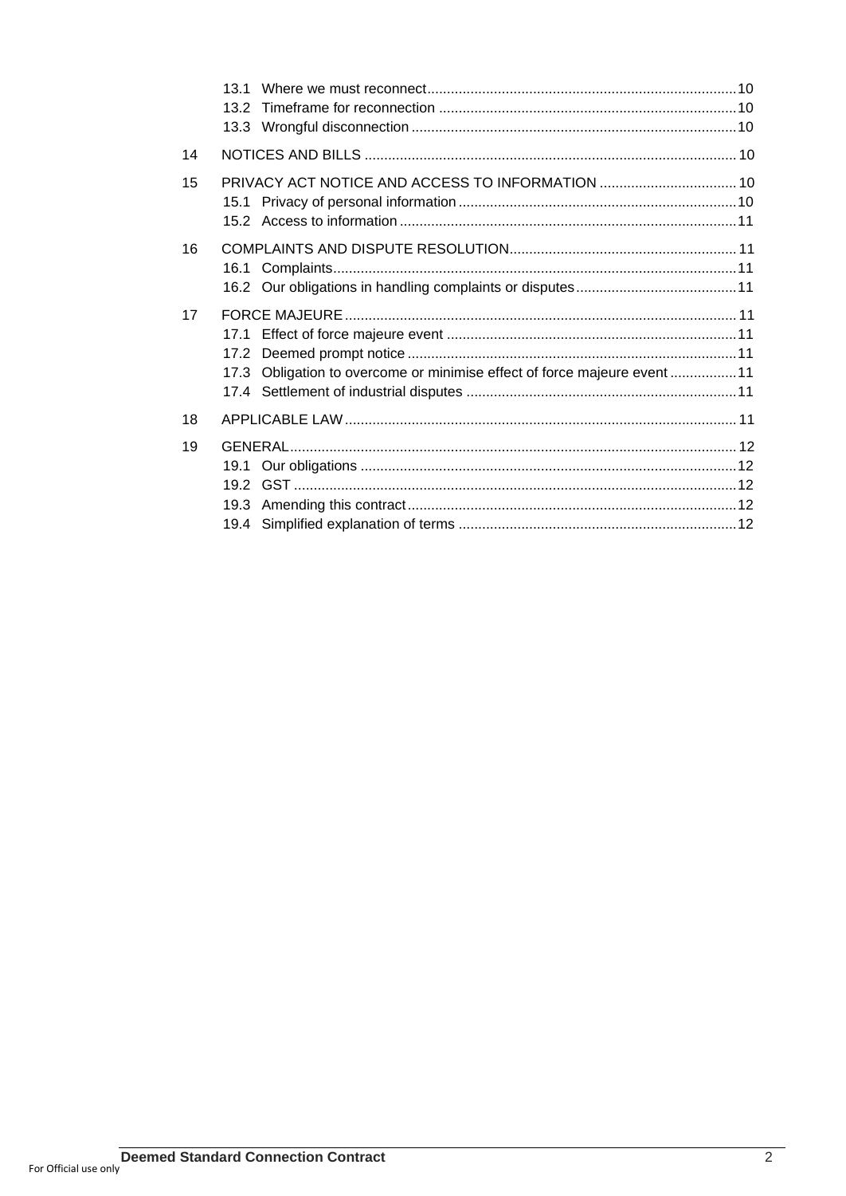13.1 Where we must reconnect .......... 10
13.2 Timeframe for reconnection .......... 10
13.3 Wrongful disconnection .......... 10

14 NOTICES AND BILLS .......... 10

15 PRIVACY ACT NOTICE AND ACCESS TO INFORMATION .......... 10
15.1 Privacy of personal information .......... 10
15.2 Access to information .......... 11

16 COMPLAINTS AND DISPUTE RESOLUTION .......... 11
16.1 Complaints .......... 11
16.2 Our obligations in handling complaints or disputes .......... 11

17 FORCE MAJEURE .......... 11
17.1 Effect of force majeure event .......... 11
17.2 Deemed prompt notice .......... 11
17.3 Obligation to overcome or minimise effect of force majeure event .......... 11
17.4 Settlement of industrial disputes .......... 11

18 APPLICABLE LAW .......... 11

19 GENERAL .......... 12
19.1 Our obligations .......... 12
19.2 GST .......... 12
19.3 Amending this contract .......... 12
19.4 Simplified explanation of terms .......... 12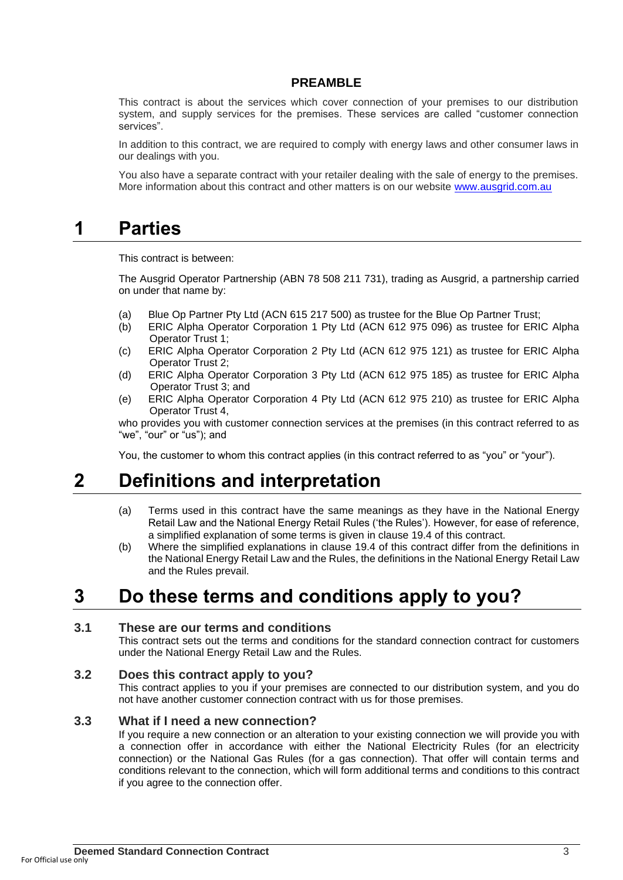## PREAMBLE

This contract is about the services which cover connection of your premises to our distribution system, and supply services for the premises. These services are called "customer connection services".

In addition to this contract, we are required to comply with energy laws and other consumer laws in our dealings with you.

You also have a separate contract with your retailer dealing with the sale of energy to the premises. More information about this contract and other matters is on our website www.ausgrid.com.au

# 1 Parties

This contract is between:

The Ausgrid Operator Partnership (ABN 78 508 211 731), trading as Ausgrid, a partnership carried on under that name by:

(a) Blue Op Partner Pty Ltd (ACN 615 217 500) as trustee for the Blue Op Partner Trust;
(b) ERIC Alpha Operator Corporation 1 Pty Ltd (ACN 612 975 096) as trustee for ERIC Alpha Operator Trust 1;
(c) ERIC Alpha Operator Corporation 2 Pty Ltd (ACN 612 975 121) as trustee for ERIC Alpha Operator Trust 2;
(d) ERIC Alpha Operator Corporation 3 Pty Ltd (ACN 612 975 185) as trustee for ERIC Alpha Operator Trust 3; and
(e) ERIC Alpha Operator Corporation 4 Pty Ltd (ACN 612 975 210) as trustee for ERIC Alpha Operator Trust 4,

who provides you with customer connection services at the premises (in this contract referred to as "we", "our" or "us"); and

You, the customer to whom this contract applies (in this contract referred to as "you" or "your").

# 2 Definitions and interpretation

(a) Terms used in this contract have the same meanings as they have in the National Energy Retail Law and the National Energy Retail Rules ('the Rules'). However, for ease of reference, a simplified explanation of some terms is given in clause 19.4 of this contract.
(b) Where the simplified explanations in clause 19.4 of this contract differ from the definitions in the National Energy Retail Law and the Rules, the definitions in the National Energy Retail Law and the Rules prevail.

# 3 Do these terms and conditions apply to you?

## 3.1 These are our terms and conditions

This contract sets out the terms and conditions for the standard connection contract for customers under the National Energy Retail Law and the Rules.

## 3.2 Does this contract apply to you?

This contract applies to you if your premises are connected to our distribution system, and you do not have another customer connection contract with us for those premises.

## 3.3 What if I need a new connection?

If you require a new connection or an alteration to your existing connection we will provide you with a connection offer in accordance with either the National Electricity Rules (for an electricity connection) or the National Gas Rules (for a gas connection). That offer will contain terms and conditions relevant to the connection, which will form additional terms and conditions to this contract if you agree to the connection offer.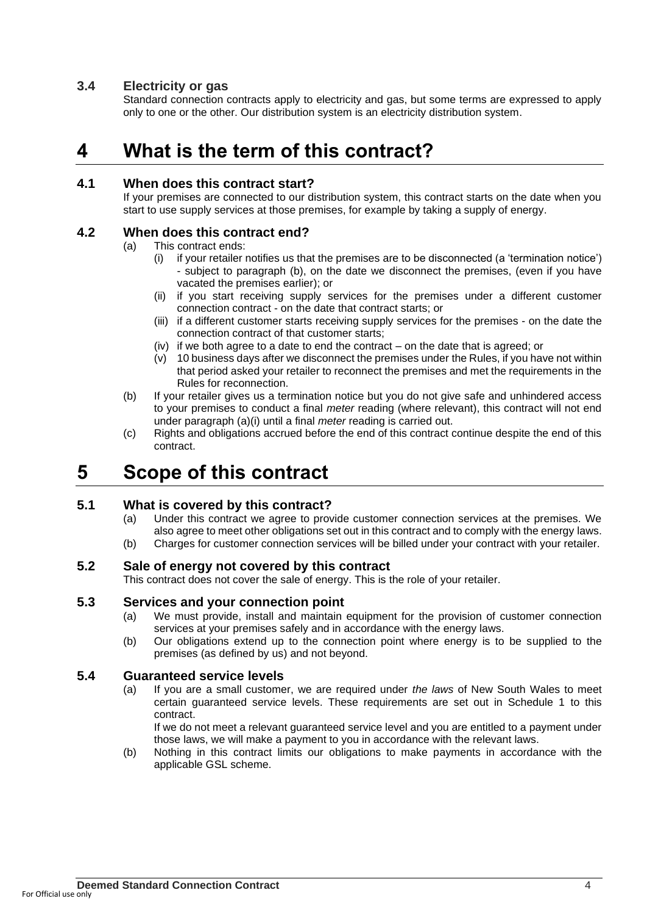### 3.4 Electricity or gas

Standard connection contracts apply to electricity and gas, but some terms are expressed to apply only to one or the other. Our distribution system is an electricity distribution system.

# 4 What is the term of this contract?

### 4.1 When does this contract start?

If your premises are connected to our distribution system, this contract starts on the date when you start to use supply services at those premises, for example by taking a supply of energy.

### 4.2 When does this contract end?

(a) This contract ends:

(i) if your retailer notifies us that the premises are to be disconnected (a 'termination notice') - subject to paragraph (b), on the date we disconnect the premises, (even if you have vacated the premises earlier); or

(ii) if you start receiving supply services for the premises under a different customer connection contract - on the date that contract starts; or

(iii) if a different customer starts receiving supply services for the premises - on the date the connection contract of that customer starts;

(iv) if we both agree to a date to end the contract – on the date that is agreed; or

(v) 10 business days after we disconnect the premises under the Rules, if you have not within that period asked your retailer to reconnect the premises and met the requirements in the Rules for reconnection.

(b) If your retailer gives us a termination notice but you do not give safe and unhindered access to your premises to conduct a final *meter* reading (where relevant), this contract will not end under paragraph (a)(i) until a final *meter* reading is carried out.

(c) Rights and obligations accrued before the end of this contract continue despite the end of this contract.

# 5 Scope of this contract

### 5.1 What is covered by this contract?

(a) Under this contract we agree to provide customer connection services at the premises. We also agree to meet other obligations set out in this contract and to comply with the energy laws.

(b) Charges for customer connection services will be billed under your contract with your retailer.

### 5.2 Sale of energy not covered by this contract

This contract does not cover the sale of energy. This is the role of your retailer.

### 5.3 Services and your connection point

(a) We must provide, install and maintain equipment for the provision of customer connection services at your premises safely and in accordance with the energy laws.

(b) Our obligations extend up to the connection point where energy is to be supplied to the premises (as defined by us) and not beyond.

### 5.4 Guaranteed service levels

(a) If you are a small customer, we are required under *the laws* of New South Wales to meet certain guaranteed service levels. These requirements are set out in Schedule 1 to this contract.

If we do not meet a relevant guaranteed service level and you are entitled to a payment under those laws, we will make a payment to you in accordance with the relevant laws.

(b) Nothing in this contract limits our obligations to make payments in accordance with the applicable GSL scheme.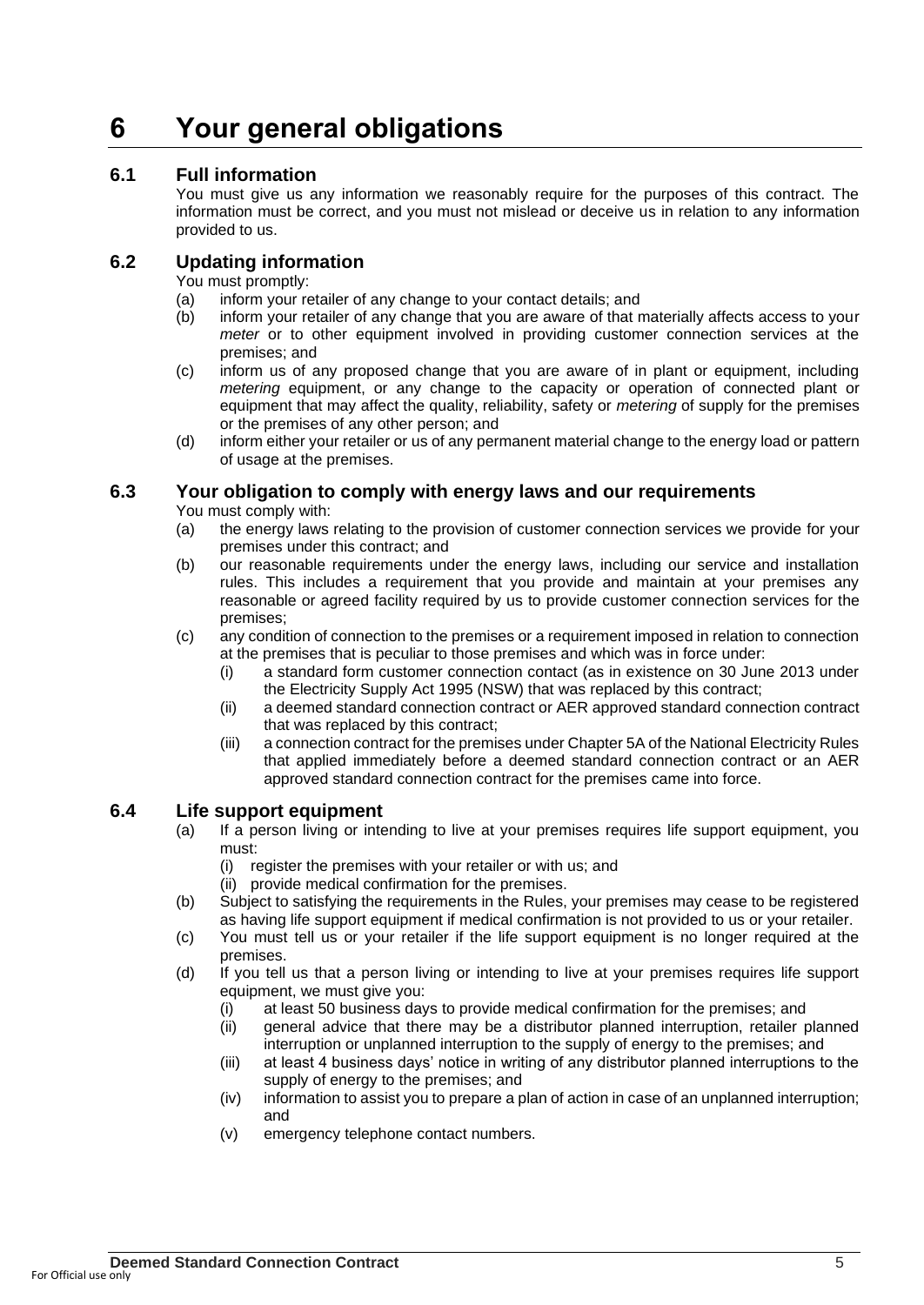# 6 Your general obligations

## 6.1 Full information

You must give us any information we reasonably require for the purposes of this contract. The information must be correct, and you must not mislead or deceive us in relation to any information provided to us.

## 6.2 Updating information

You must promptly:

(a) inform your retailer of any change to your contact details; and

(b) inform your retailer of any change that you are aware of that materially affects access to your *meter* or to other equipment involved in providing customer connection services at the premises; and

(c) inform us of any proposed change that you are aware of in plant or equipment, including *metering* equipment, or any change to the capacity or operation of connected plant or equipment that may affect the quality, reliability, safety or *metering* of supply for the premises or the premises of any other person; and

(d) inform either your retailer or us of any permanent material change to the energy load or pattern of usage at the premises.

## 6.3 Your obligation to comply with energy laws and our requirements

You must comply with:

(a) the energy laws relating to the provision of customer connection services we provide for your premises under this contract; and

(b) our reasonable requirements under the energy laws, including our service and installation rules. This includes a requirement that you provide and maintain at your premises any reasonable or agreed facility required by us to provide customer connection services for the premises;

(c) any condition of connection to the premises or a requirement imposed in relation to connection at the premises that is peculiar to those premises and which was in force under:

  (i) a standard form customer connection contact (as in existence on 30 June 2013 under the Electricity Supply Act 1995 (NSW) that was replaced by this contract;

  (ii) a deemed standard connection contract or AER approved standard connection contract that was replaced by this contract;

  (iii) a connection contract for the premises under Chapter 5A of the National Electricity Rules that applied immediately before a deemed standard connection contract or an AER approved standard connection contract for the premises came into force.

## 6.4 Life support equipment

(a) If a person living or intending to live at your premises requires life support equipment, you must:

  (i) register the premises with your retailer or with us; and

  (ii) provide medical confirmation for the premises.

(b) Subject to satisfying the requirements in the Rules, your premises may cease to be registered as having life support equipment if medical confirmation is not provided to us or your retailer.

(c) You must tell us or your retailer if the life support equipment is no longer required at the premises.

(d) If you tell us that a person living or intending to live at your premises requires life support equipment, we must give you:

  (i) at least 50 business days to provide medical confirmation for the premises; and

  (ii) general advice that there may be a distributor planned interruption, retailer planned interruption or unplanned interruption to the supply of energy to the premises; and

  (iii) at least 4 business days' notice in writing of any distributor planned interruptions to the supply of energy to the premises; and

  (iv) information to assist you to prepare a plan of action in case of an unplanned interruption; and

  (v) emergency telephone contact numbers.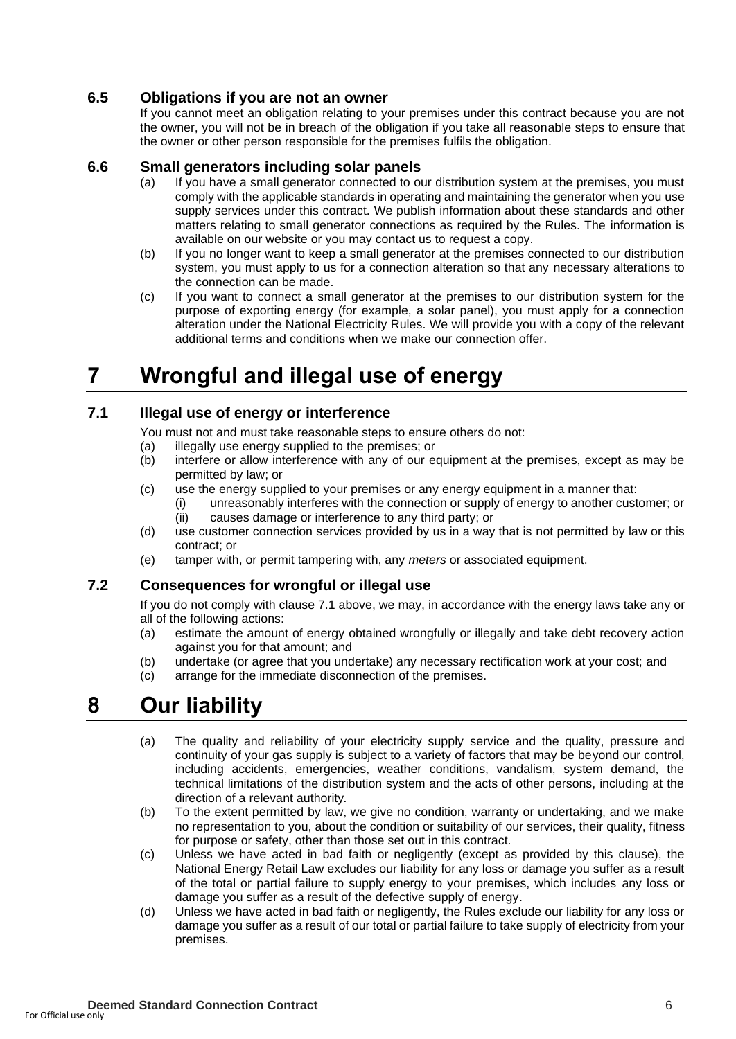### 6.5 Obligations if you are not an owner

If you cannot meet an obligation relating to your premises under this contract because you are not the owner, you will not be in breach of the obligation if you take all reasonable steps to ensure that the owner or other person responsible for the premises fulfils the obligation.

### 6.6 Small generators including solar panels

(a) If you have a small generator connected to our distribution system at the premises, you must comply with the applicable standards in operating and maintaining the generator when you use supply services under this contract. We publish information about these standards and other matters relating to small generator connections as required by the Rules. The information is available on our website or you may contact us to request a copy.

(b) If you no longer want to keep a small generator at the premises connected to our distribution system, you must apply to us for a connection alteration so that any necessary alterations to the connection can be made.

(c) If you want to connect a small generator at the premises to our distribution system for the purpose of exporting energy (for example, a solar panel), you must apply for a connection alteration under the National Electricity Rules. We will provide you with a copy of the relevant additional terms and conditions when we make our connection offer.

# 7 Wrongful and illegal use of energy

### 7.1 Illegal use of energy or interference

You must not and must take reasonable steps to ensure others do not:

(a) illegally use energy supplied to the premises; or

(b) interfere or allow interference with any of our equipment at the premises, except as may be permitted by law; or

(c) use the energy supplied to your premises or any energy equipment in a manner that:

  (i) unreasonably interferes with the connection or supply of energy to another customer; or

  (ii) causes damage or interference to any third party; or

(d) use customer connection services provided by us in a way that is not permitted by law or this contract; or

(e) tamper with, or permit tampering with, any *meters* or associated equipment.

### 7.2 Consequences for wrongful or illegal use

If you do not comply with clause 7.1 above, we may, in accordance with the energy laws take any or all of the following actions:

(a) estimate the amount of energy obtained wrongfully or illegally and take debt recovery action against you for that amount; and

(b) undertake (or agree that you undertake) any necessary rectification work at your cost; and

(c) arrange for the immediate disconnection of the premises.

# 8 Our liability

(a) The quality and reliability of your electricity supply service and the quality, pressure and continuity of your gas supply is subject to a variety of factors that may be beyond our control, including accidents, emergencies, weather conditions, vandalism, system demand, the technical limitations of the distribution system and the acts of other persons, including at the direction of a relevant authority.

(b) To the extent permitted by law, we give no condition, warranty or undertaking, and we make no representation to you, about the condition or suitability of our services, their quality, fitness for purpose or safety, other than those set out in this contract.

(c) Unless we have acted in bad faith or negligently (except as provided by this clause), the National Energy Retail Law excludes our liability for any loss or damage you suffer as a result of the total or partial failure to supply energy to your premises, which includes any loss or damage you suffer as a result of the defective supply of energy.

(d) Unless we have acted in bad faith or negligently, the Rules exclude our liability for any loss or damage you suffer as a result of our total or partial failure to take supply of electricity from your premises.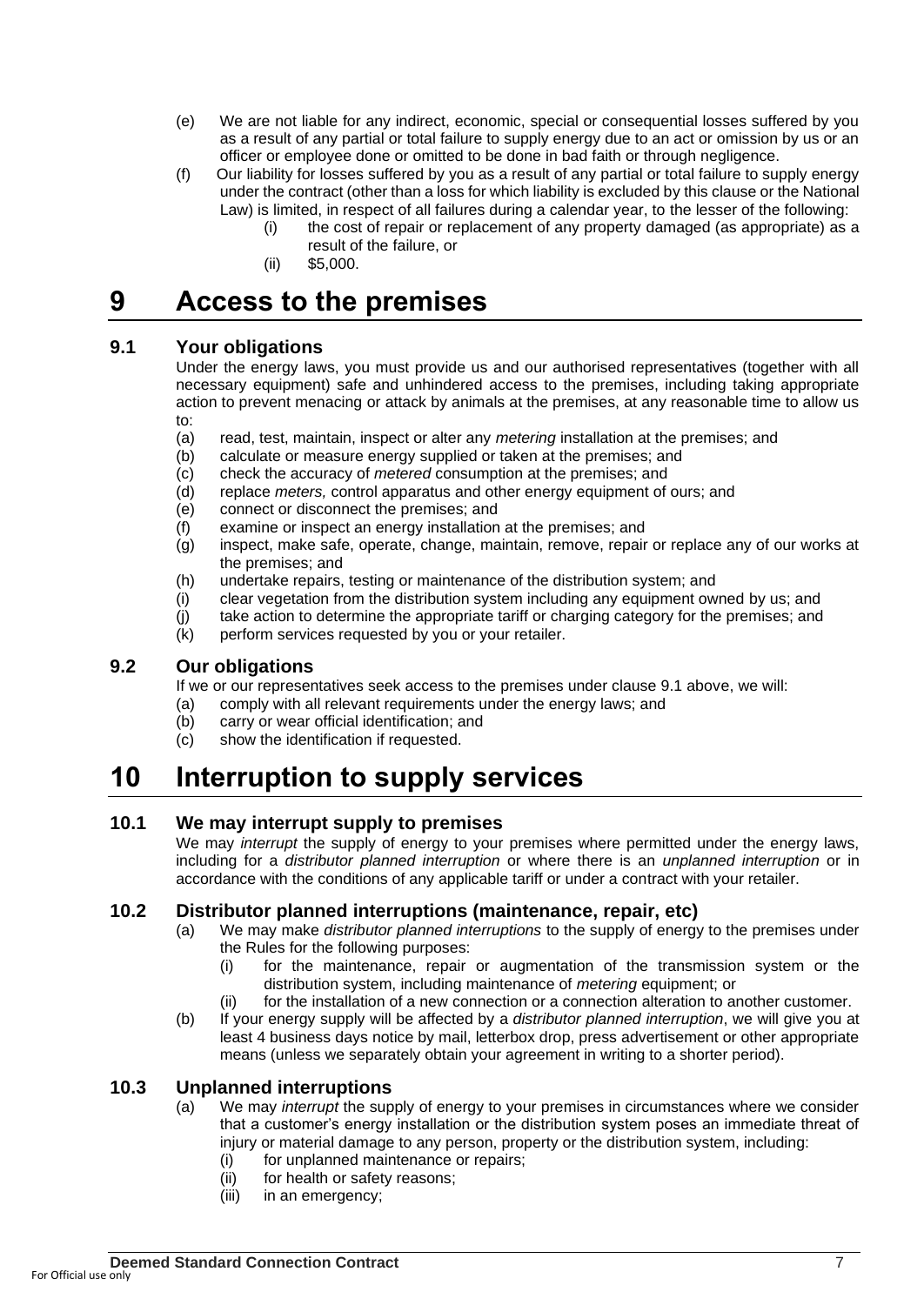(e) We are not liable for any indirect, economic, special or consequential losses suffered by you as a result of any partial or total failure to supply energy due to an act or omission by us or an officer or employee done or omitted to be done in bad faith or through negligence.

(f) Our liability for losses suffered by you as a result of any partial or total failure to supply energy under the contract (other than a loss for which liability is excluded by this clause or the National Law) is limited, in respect of all failures during a calendar year, to the lesser of the following:

   (i) the cost of repair or replacement of any property damaged (as appropriate) as a result of the failure, or
   
   (ii) $5,000.

# 9 Access to the premises

## 9.1 Your obligations

Under the energy laws, you must provide us and our authorised representatives (together with all necessary equipment) safe and unhindered access to the premises, including taking appropriate action to prevent menacing or attack by animals at the premises, at any reasonable time to allow us to:

(a) read, test, maintain, inspect or alter any *metering* installation at the premises; and
(b) calculate or measure energy supplied or taken at the premises; and
(c) check the accuracy of *metered* consumption at the premises; and
(d) replace *meters,* control apparatus and other energy equipment of ours; and
(e) connect or disconnect the premises; and
(f) examine or inspect an energy installation at the premises; and
(g) inspect, make safe, operate, change, maintain, remove, repair or replace any of our works at the premises; and
(h) undertake repairs, testing or maintenance of the distribution system; and
(i) clear vegetation from the distribution system including any equipment owned by us; and
(j) take action to determine the appropriate tariff or charging category for the premises; and
(k) perform services requested by you or your retailer.

## 9.2 Our obligations

If we or our representatives seek access to the premises under clause 9.1 above, we will:

(a) comply with all relevant requirements under the energy laws; and
(b) carry or wear official identification; and
(c) show the identification if requested.

# 10 Interruption to supply services

## 10.1 We may interrupt supply to premises

We may *interrupt* the supply of energy to your premises where permitted under the energy laws, including for a *distributor planned interruption* or where there is an *unplanned interruption* or in accordance with the conditions of any applicable tariff or under a contract with your retailer.

## 10.2 Distributor planned interruptions (maintenance, repair, etc)

(a) We may make *distributor planned interruptions* to the supply of energy to the premises under the Rules for the following purposes:

   (i) for the maintenance, repair or augmentation of the transmission system or the distribution system, including maintenance of *metering* equipment; or
   
   (ii) for the installation of a new connection or a connection alteration to another customer.

(b) If your energy supply will be affected by a *distributor planned interruption*, we will give you at least 4 business days notice by mail, letterbox drop, press advertisement or other appropriate means (unless we separately obtain your agreement in writing to a shorter period).

## 10.3 Unplanned interruptions

(a) We may *interrupt* the supply of energy to your premises in circumstances where we consider that a customer's energy installation or the distribution system poses an immediate threat of injury or material damage to any person, property or the distribution system, including:

   (i) for unplanned maintenance or repairs;
   
   (ii) for health or safety reasons;
   
   (iii) in an emergency;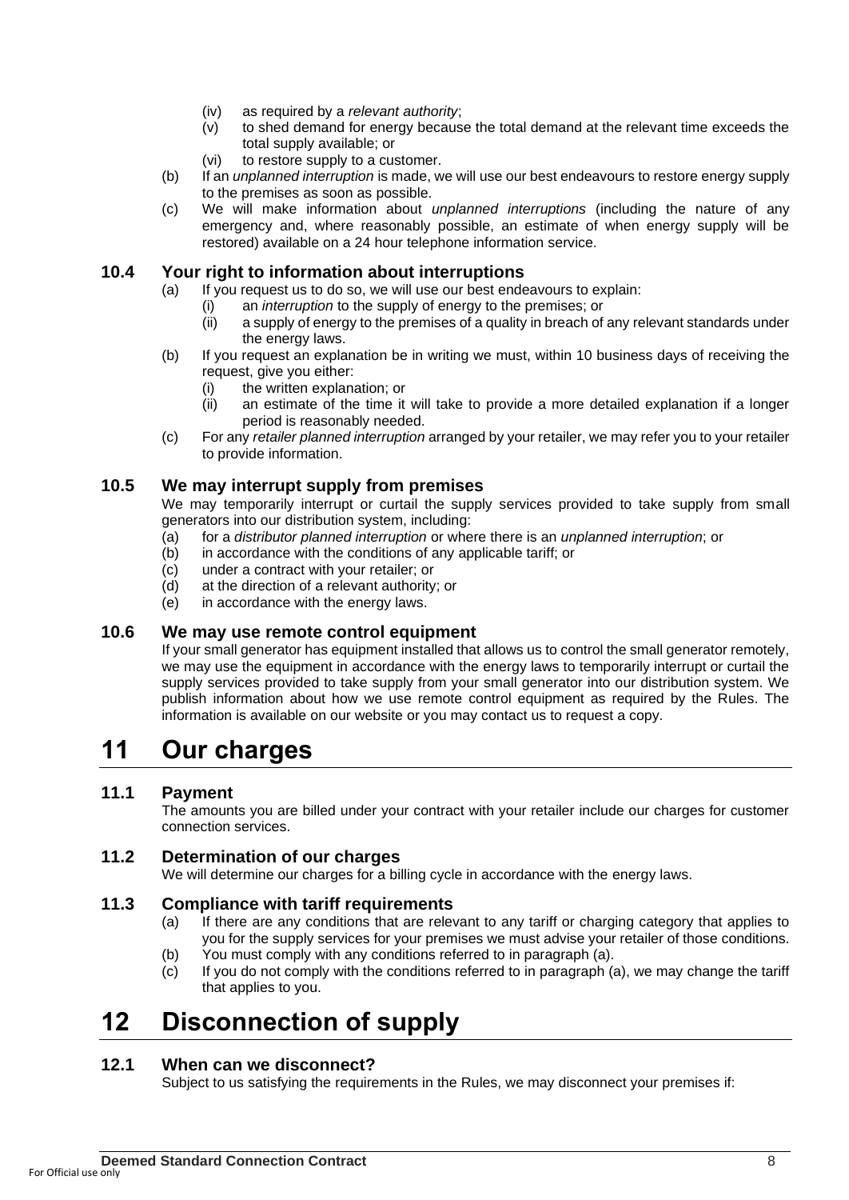(iv) as required by a *relevant authority*;

(v) to shed demand for energy because the total demand at the relevant time exceeds the total supply available; or

(vi) to restore supply to a customer.

(b) If an *unplanned interruption* is made, we will use our best endeavours to restore energy supply to the premises as soon as possible.

(c) We will make information about *unplanned interruptions* (including the nature of any emergency and, where reasonably possible, an estimate of when energy supply will be restored) available on a 24 hour telephone information service.

### 10.4 Your right to information about interruptions

(a) If you request us to do so, we will use our best endeavours to explain:

(i) an *interruption* to the supply of energy to the premises; or

(ii) a supply of energy to the premises of a quality in breach of any relevant standards under the energy laws.

(b) If you request an explanation be in writing we must, within 10 business days of receiving the request, give you either:

(i) the written explanation; or

(ii) an estimate of the time it will take to provide a more detailed explanation if a longer period is reasonably needed.

(c) For any *retailer planned interruption* arranged by your retailer, we may refer you to your retailer to provide information.

### 10.5 We may interrupt supply from premises

We may temporarily interrupt or curtail the supply services provided to take supply from small generators into our distribution system, including:

(a) for a *distributor planned interruption* or where there is an *unplanned interruption*; or

(b) in accordance with the conditions of any applicable tariff; or

(c) under a contract with your retailer; or

(d) at the direction of a relevant authority; or

(e) in accordance with the energy laws.

### 10.6 We may use remote control equipment

If your small generator has equipment installed that allows us to control the small generator remotely, we may use the equipment in accordance with the energy laws to temporarily interrupt or curtail the supply services provided to take supply from your small generator into our distribution system. We publish information about how we use remote control equipment as required by the Rules. The information is available on our website or you may contact us to request a copy.

# 11 Our charges

### 11.1 Payment

The amounts you are billed under your contract with your retailer include our charges for customer connection services.

### 11.2 Determination of our charges

We will determine our charges for a billing cycle in accordance with the energy laws.

### 11.3 Compliance with tariff requirements

(a) If there are any conditions that are relevant to any tariff or charging category that applies to you for the supply services for your premises we must advise your retailer of those conditions.

(b) You must comply with any conditions referred to in paragraph (a).

(c) If you do not comply with the conditions referred to in paragraph (a), we may change the tariff that applies to you.

# 12 Disconnection of supply

### 12.1 When can we disconnect?

Subject to us satisfying the requirements in the Rules, we may disconnect your premises if: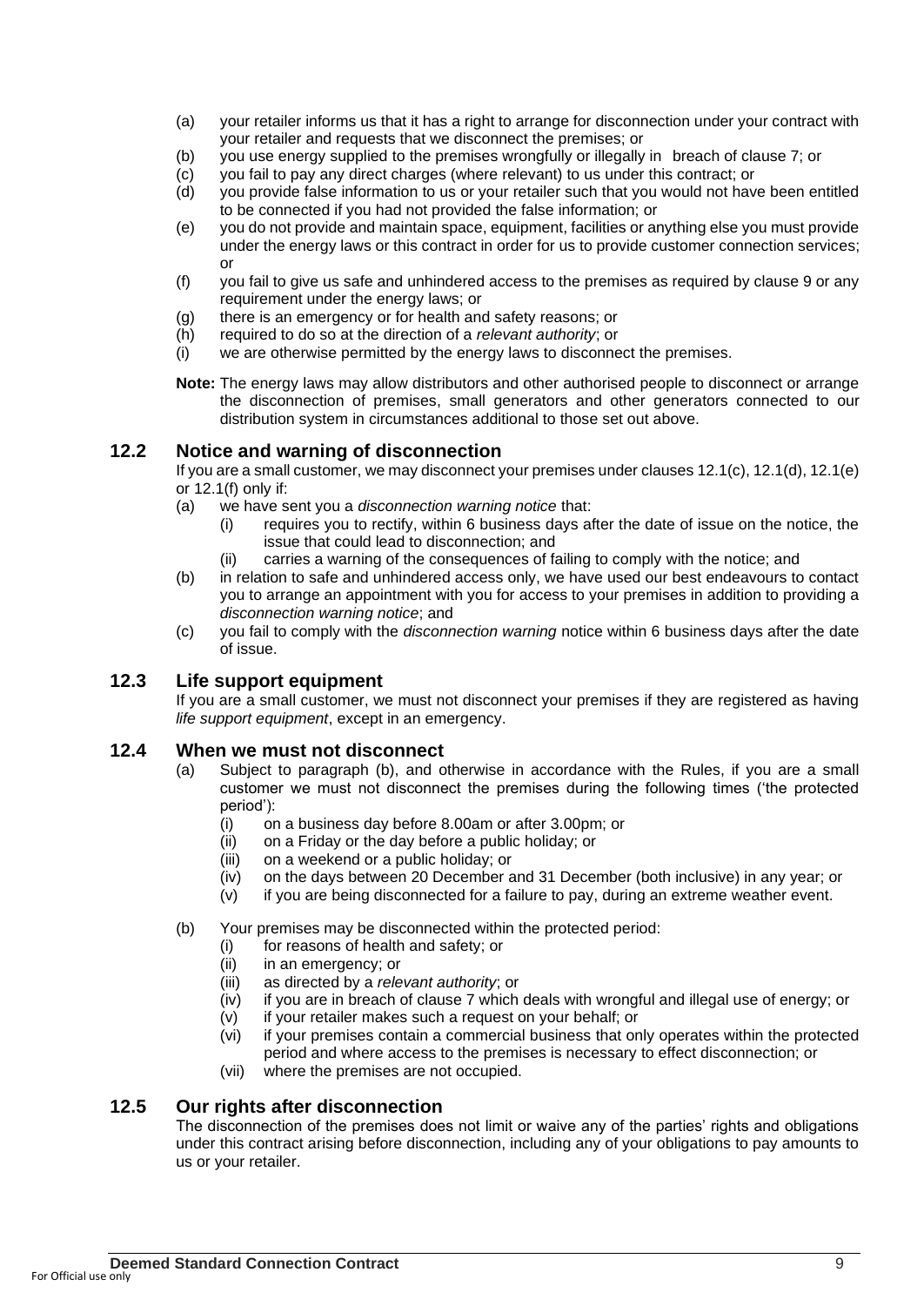(a) your retailer informs us that it has a right to arrange for disconnection under your contract with your retailer and requests that we disconnect the premises; or

(b) you use energy supplied to the premises wrongfully or illegally in breach of clause 7; or

(c) you fail to pay any direct charges (where relevant) to us under this contract; or

(d) you provide false information to us or your retailer such that you would not have been entitled to be connected if you had not provided the false information; or

(e) you do not provide and maintain space, equipment, facilities or anything else you must provide under the energy laws or this contract in order for us to provide customer connection services; or

(f) you fail to give us safe and unhindered access to the premises as required by clause 9 or any requirement under the energy laws; or

(g) there is an emergency or for health and safety reasons; or

(h) required to do so at the direction of a *relevant authority*; or

(i) we are otherwise permitted by the energy laws to disconnect the premises.

**Note:** The energy laws may allow distributors and other authorised people to disconnect or arrange the disconnection of premises, small generators and other generators connected to our distribution system in circumstances additional to those set out above.

## 12.2 Notice and warning of disconnection

If you are a small customer, we may disconnect your premises under clauses 12.1(c), 12.1(d), 12.1(e) or 12.1(f) only if:

(a) we have sent you a *disconnection warning notice* that:

(i) requires you to rectify, within 6 business days after the date of issue on the notice, the issue that could lead to disconnection; and

(ii) carries a warning of the consequences of failing to comply with the notice; and

(b) in relation to safe and unhindered access only, we have used our best endeavours to contact you to arrange an appointment with you for access to your premises in addition to providing a *disconnection warning notice*; and

(c) you fail to comply with the *disconnection warning* notice within 6 business days after the date of issue.

## 12.3 Life support equipment

If you are a small customer, we must not disconnect your premises if they are registered as having *life support equipment*, except in an emergency.

## 12.4 When we must not disconnect

(a) Subject to paragraph (b), and otherwise in accordance with the Rules, if you are a small customer we must not disconnect the premises during the following times ('the protected period'):

(i) on a business day before 8.00am or after 3.00pm; or

(ii) on a Friday or the day before a public holiday; or

(iii) on a weekend or a public holiday; or

(iv) on the days between 20 December and 31 December (both inclusive) in any year; or

(v) if you are being disconnected for a failure to pay, during an extreme weather event.

(b) Your premises may be disconnected within the protected period:

(i) for reasons of health and safety; or

(ii) in an emergency; or

(iii) as directed by a *relevant authority*; or

(iv) if you are in breach of clause 7 which deals with wrongful and illegal use of energy; or

(v) if your retailer makes such a request on your behalf; or

(vi) if your premises contain a commercial business that only operates within the protected period and where access to the premises is necessary to effect disconnection; or

(vii) where the premises are not occupied.

## 12.5 Our rights after disconnection

The disconnection of the premises does not limit or waive any of the parties' rights and obligations under this contract arising before disconnection, including any of your obligations to pay amounts to us or your retailer.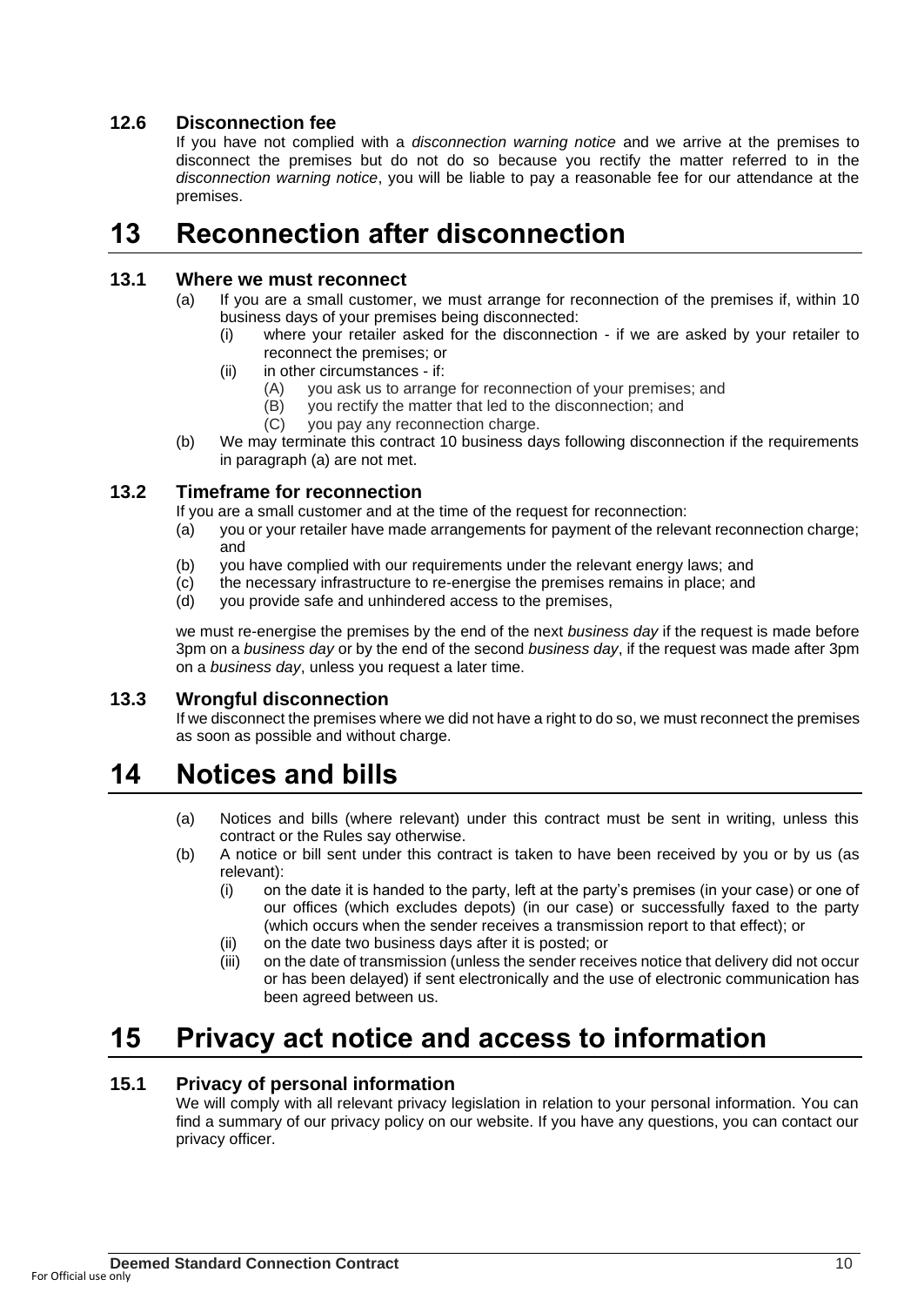### 12.6 Disconnection fee

If you have not complied with a *disconnection warning notice* and we arrive at the premises to disconnect the premises but do not do so because you rectify the matter referred to in the *disconnection warning notice*, you will be liable to pay a reasonable fee for our attendance at the premises.

# 13 Reconnection after disconnection

### 13.1 Where we must reconnect

(a) If you are a small customer, we must arrange for reconnection of the premises if, within 10 business days of your premises being disconnected:

  (i) where your retailer asked for the disconnection - if we are asked by your retailer to reconnect the premises; or

  (ii) in other circumstances - if:

    (A) you ask us to arrange for reconnection of your premises; and

    (B) you rectify the matter that led to the disconnection; and

    (C) you pay any reconnection charge.

(b) We may terminate this contract 10 business days following disconnection if the requirements in paragraph (a) are not met.

### 13.2 Timeframe for reconnection

If you are a small customer and at the time of the request for reconnection:

(a) you or your retailer have made arrangements for payment of the relevant reconnection charge; and

(b) you have complied with our requirements under the relevant energy laws; and

(c) the necessary infrastructure to re-energise the premises remains in place; and

(d) you provide safe and unhindered access to the premises,

we must re-energise the premises by the end of the next *business day* if the request is made before 3pm on a *business day* or by the end of the second *business day*, if the request was made after 3pm on a *business day*, unless you request a later time.

### 13.3 Wrongful disconnection

If we disconnect the premises where we did not have a right to do so, we must reconnect the premises as soon as possible and without charge.

# 14 Notices and bills

(a) Notices and bills (where relevant) under this contract must be sent in writing, unless this contract or the Rules say otherwise.

(b) A notice or bill sent under this contract is taken to have been received by you or by us (as relevant):

  (i) on the date it is handed to the party, left at the party's premises (in your case) or one of our offices (which excludes depots) (in our case) or successfully faxed to the party (which occurs when the sender receives a transmission report to that effect); or

  (ii) on the date two business days after it is posted; or

  (iii) on the date of transmission (unless the sender receives notice that delivery did not occur or has been delayed) if sent electronically and the use of electronic communication has been agreed between us.

# 15 Privacy act notice and access to information

### 15.1 Privacy of personal information

We will comply with all relevant privacy legislation in relation to your personal information. You can find a summary of our privacy policy on our website. If you have any questions, you can contact our privacy officer.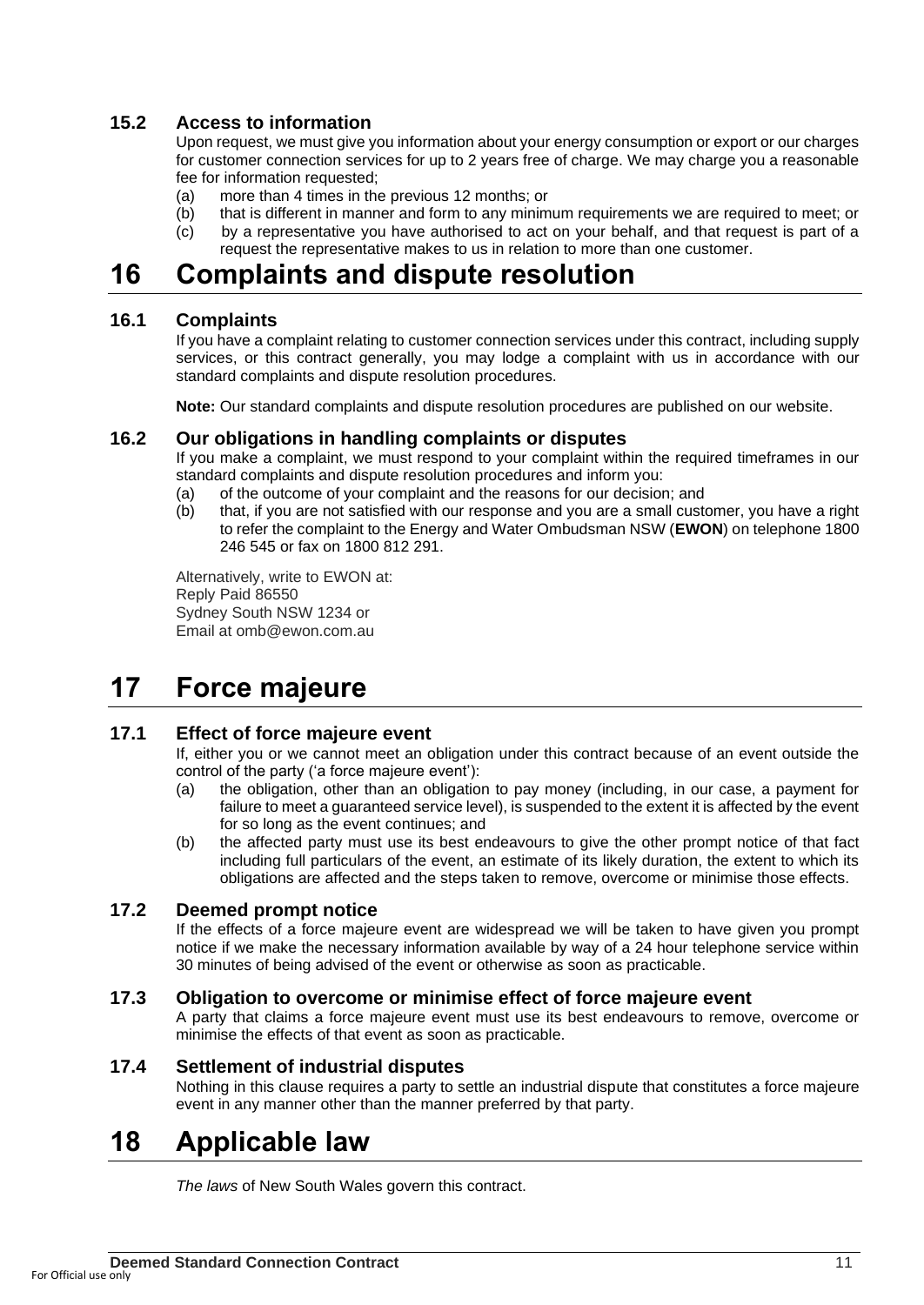### 15.2 Access to information

Upon request, we must give you information about your energy consumption or export or our charges for customer connection services for up to 2 years free of charge. We may charge you a reasonable fee for information requested;

(a) more than 4 times in the previous 12 months; or

(b) that is different in manner and form to any minimum requirements we are required to meet; or

(c) by a representative you have authorised to act on your behalf, and that request is part of a request the representative makes to us in relation to more than one customer.

# 16 Complaints and dispute resolution

### 16.1 Complaints

If you have a complaint relating to customer connection services under this contract, including supply services, or this contract generally, you may lodge a complaint with us in accordance with our standard complaints and dispute resolution procedures.

**Note:** Our standard complaints and dispute resolution procedures are published on our website.

### 16.2 Our obligations in handling complaints or disputes

If you make a complaint, we must respond to your complaint within the required timeframes in our standard complaints and dispute resolution procedures and inform you:

(a) of the outcome of your complaint and the reasons for our decision; and

(b) that, if you are not satisfied with our response and you are a small customer, you have a right to refer the complaint to the Energy and Water Ombudsman NSW (**EWON**) on telephone 1800 246 545 or fax on 1800 812 291.

Alternatively, write to EWON at:
Reply Paid 86550
Sydney South NSW 1234 or
Email at omb@ewon.com.au

# 17 Force majeure

### 17.1 Effect of force majeure event

If, either you or we cannot meet an obligation under this contract because of an event outside the control of the party ('a force majeure event'):

(a) the obligation, other than an obligation to pay money (including, in our case, a payment for failure to meet a guaranteed service level), is suspended to the extent it is affected by the event for so long as the event continues; and

(b) the affected party must use its best endeavours to give the other prompt notice of that fact including full particulars of the event, an estimate of its likely duration, the extent to which its obligations are affected and the steps taken to remove, overcome or minimise those effects.

### 17.2 Deemed prompt notice

If the effects of a force majeure event are widespread we will be taken to have given you prompt notice if we make the necessary information available by way of a 24 hour telephone service within 30 minutes of being advised of the event or otherwise as soon as practicable.

### 17.3 Obligation to overcome or minimise effect of force majeure event

A party that claims a force majeure event must use its best endeavours to remove, overcome or minimise the effects of that event as soon as practicable.

### 17.4 Settlement of industrial disputes

Nothing in this clause requires a party to settle an industrial dispute that constitutes a force majeure event in any manner other than the manner preferred by that party.

# 18 Applicable law

*The laws* of New South Wales govern this contract.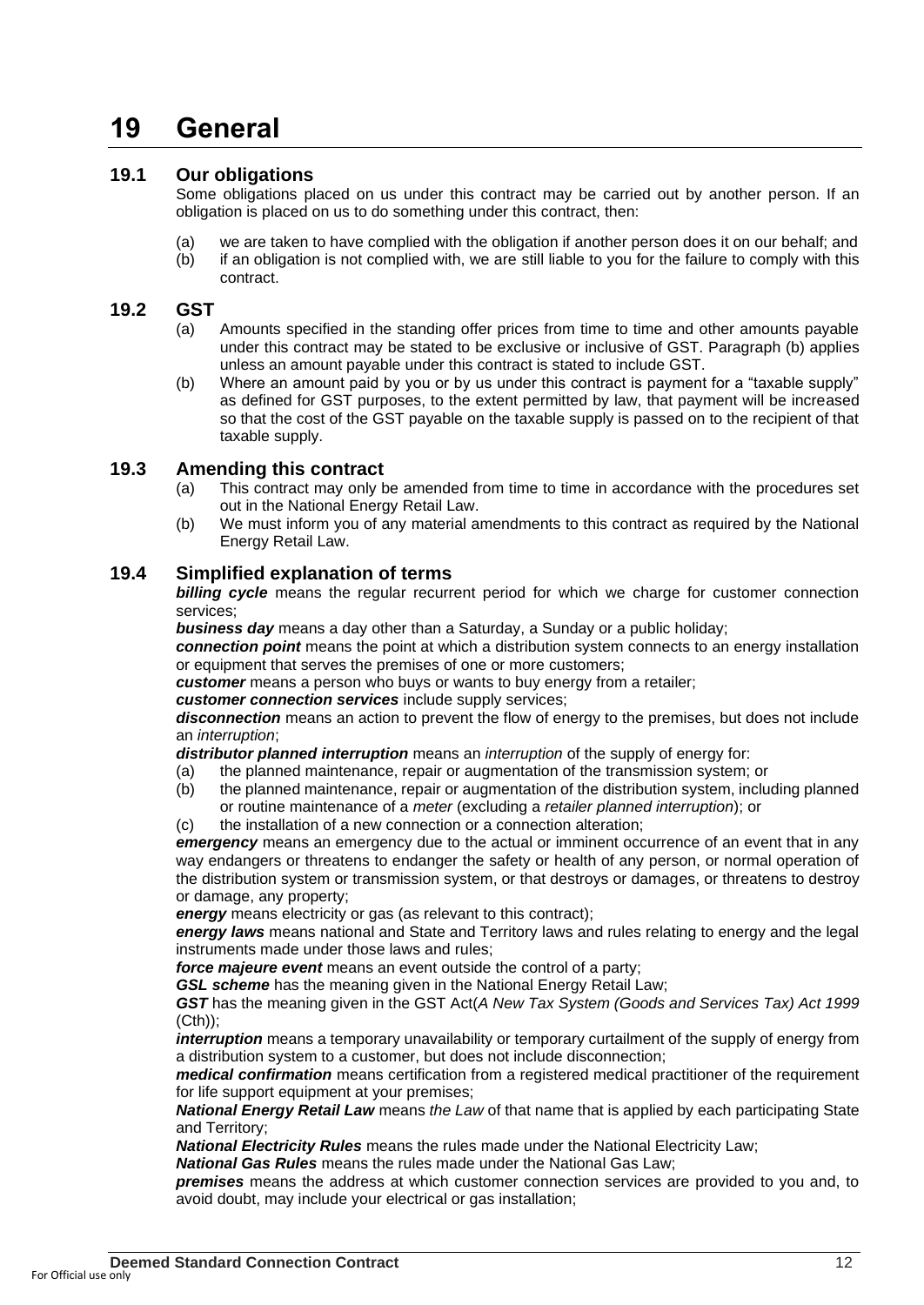# 19 General

## 19.1 Our obligations

Some obligations placed on us under this contract may be carried out by another person. If an obligation is placed on us to do something under this contract, then:

(a) we are taken to have complied with the obligation if another person does it on our behalf; and

(b) if an obligation is not complied with, we are still liable to you for the failure to comply with this contract.

## 19.2 GST

(a) Amounts specified in the standing offer prices from time to time and other amounts payable under this contract may be stated to be exclusive or inclusive of GST. Paragraph (b) applies unless an amount payable under this contract is stated to include GST.

(b) Where an amount paid by you or by us under this contract is payment for a "taxable supply" as defined for GST purposes, to the extent permitted by law, that payment will be increased so that the cost of the GST payable on the taxable supply is passed on to the recipient of that taxable supply.

## 19.3 Amending this contract

(a) This contract may only be amended from time to time in accordance with the procedures set out in the National Energy Retail Law.

(b) We must inform you of any material amendments to this contract as required by the National Energy Retail Law.

## 19.4 Simplified explanation of terms

***billing cycle*** means the regular recurrent period for which we charge for customer connection services;

***business day*** means a day other than a Saturday, a Sunday or a public holiday;

***connection point*** means the point at which a distribution system connects to an energy installation or equipment that serves the premises of one or more customers;

***customer*** means a person who buys or wants to buy energy from a retailer;

***customer connection services*** include supply services;

***disconnection*** means an action to prevent the flow of energy to the premises, but does not include an *interruption*;

***distributor planned interruption*** means an *interruption* of the supply of energy for:

(a) the planned maintenance, repair or augmentation of the transmission system; or

(b) the planned maintenance, repair or augmentation of the distribution system, including planned or routine maintenance of a *meter* (excluding a *retailer planned interruption*); or

(c) the installation of a new connection or a connection alteration;

***emergency*** means an emergency due to the actual or imminent occurrence of an event that in any way endangers or threatens to endanger the safety or health of any person, or normal operation of the distribution system or transmission system, or that destroys or damages, or threatens to destroy or damage, any property;

***energy*** means electricity or gas (as relevant to this contract);

***energy laws*** means national and State and Territory laws and rules relating to energy and the legal instruments made under those laws and rules;

***force majeure event*** means an event outside the control of a party;

***GSL scheme*** has the meaning given in the National Energy Retail Law;

***GST*** has the meaning given in the GST Act(*A New Tax System (Goods and Services Tax) Act 1999* (Cth));

***interruption*** means a temporary unavailability or temporary curtailment of the supply of energy from a distribution system to a customer, but does not include disconnection;

***medical confirmation*** means certification from a registered medical practitioner of the requirement for life support equipment at your premises;

***National Energy Retail Law*** means *the Law* of that name that is applied by each participating State and Territory;

***National Electricity Rules*** means the rules made under the National Electricity Law;

***National Gas Rules*** means the rules made under the National Gas Law;

***premises*** means the address at which customer connection services are provided to you and, to avoid doubt, may include your electrical or gas installation;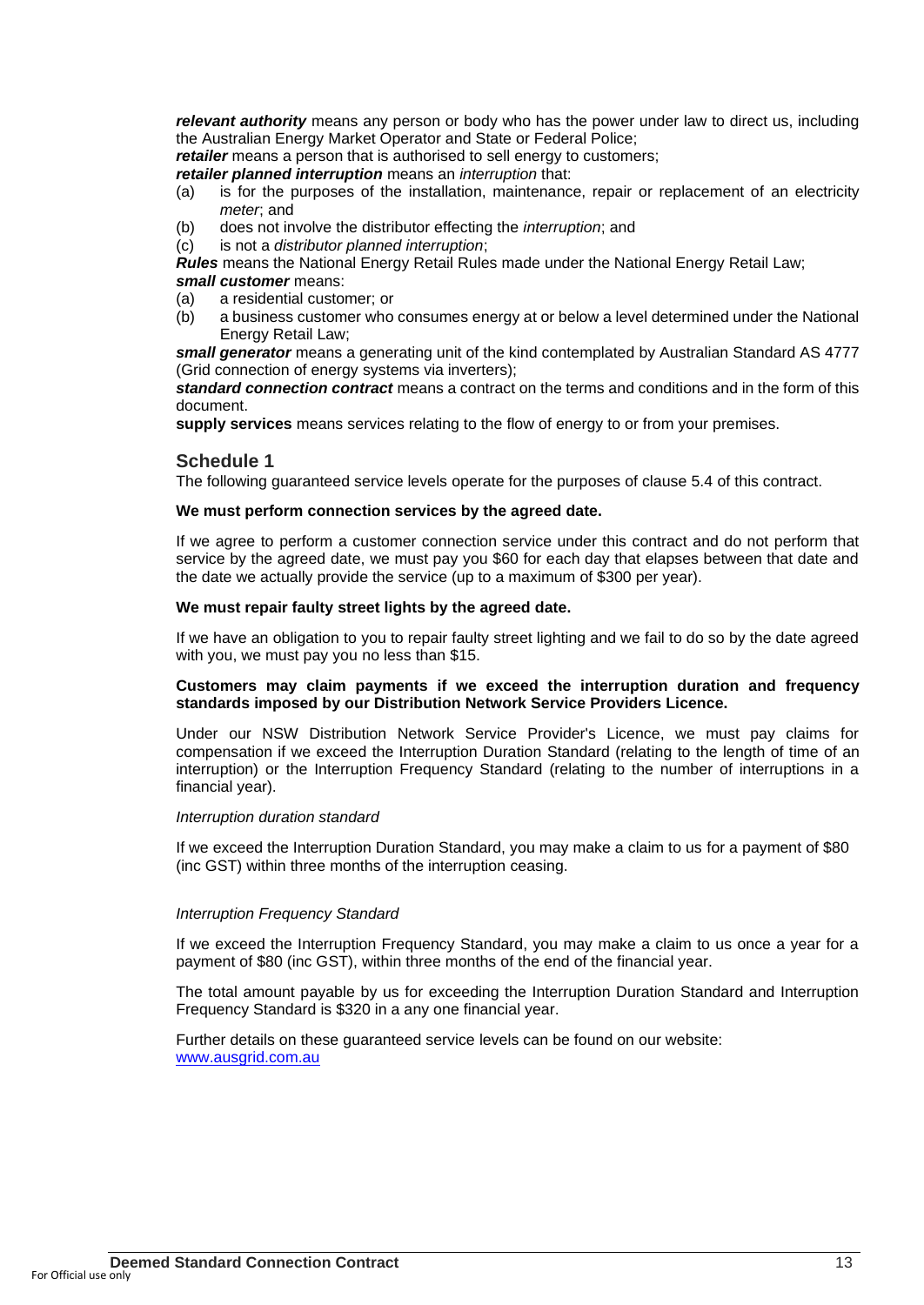***relevant authority*** means any person or body who has the power under law to direct us, including the Australian Energy Market Operator and State or Federal Police;

***retailer*** means a person that is authorised to sell energy to customers;

***retailer planned interruption*** means an *interruption* that:

(a) is for the purposes of the installation, maintenance, repair or replacement of an electricity *meter*; and

(b) does not involve the distributor effecting the *interruption*; and

(c) is not a *distributor planned interruption*;

***Rules*** means the National Energy Retail Rules made under the National Energy Retail Law;

***small customer*** means:

(a) a residential customer; or

(b) a business customer who consumes energy at or below a level determined under the National Energy Retail Law;

***small generator*** means a generating unit of the kind contemplated by Australian Standard AS 4777 (Grid connection of energy systems via inverters);

***standard connection contract*** means a contract on the terms and conditions and in the form of this document.

**supply services** means services relating to the flow of energy to or from your premises.

## Schedule 1

The following guaranteed service levels operate for the purposes of clause 5.4 of this contract.

**We must perform connection services by the agreed date.**

If we agree to perform a customer connection service under this contract and do not perform that service by the agreed date, we must pay you $60 for each day that elapses between that date and the date we actually provide the service (up to a maximum of $300 per year).

**We must repair faulty street lights by the agreed date.**

If we have an obligation to you to repair faulty street lighting and we fail to do so by the date agreed with you, we must pay you no less than $15.

**Customers may claim payments if we exceed the interruption duration and frequency standards imposed by our Distribution Network Service Providers Licence.**

Under our NSW Distribution Network Service Provider's Licence, we must pay claims for compensation if we exceed the Interruption Duration Standard (relating to the length of time of an interruption) or the Interruption Frequency Standard (relating to the number of interruptions in a financial year).

*Interruption duration standard*

If we exceed the Interruption Duration Standard, you may make a claim to us for a payment of $80 (inc GST) within three months of the interruption ceasing.

*Interruption Frequency Standard*

If we exceed the Interruption Frequency Standard, you may make a claim to us once a year for a payment of $80 (inc GST), within three months of the end of the financial year.

The total amount payable by us for exceeding the Interruption Duration Standard and Interruption Frequency Standard is $320 in a any one financial year.

Further details on these guaranteed service levels can be found on our website: [www.ausgrid.com.au](www.ausgrid.com.au)